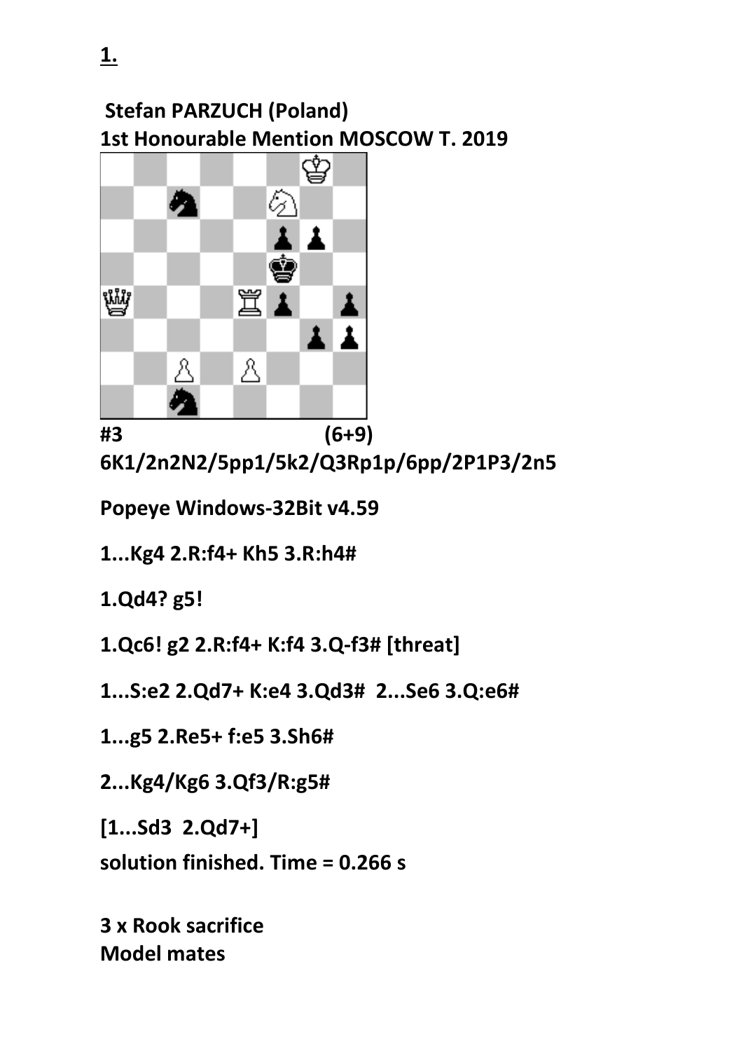**1.**

**Stefan PARZUCH (Poland)**
**1st Honourable Mention MOSCOW T. 2019**

**#3 (6+9)**
**6K1/2n2N2/5pp1/5k2/Q3Rp1p/6pp/2P1P3/2n5**

**Popeye Windows-32Bit v4.59**

**1...Kg4 2.R:f4+ Kh5 3.R:h4#**

**1.Qd4? g5!**

**1.Qc6! g2 2.R:f4+ K:f4 3.Q-f3# [threat]**

**1...S:e2 2.Qd7+ K:e4 3.Qd3# 2...Se6 3.Q:e6#**

**1...g5 2.Re5+ f:e5 3.Sh6#**

**2...Kg4/Kg6 3.Qf3/R:g5#**

**[1...Sd3 2.Qd7+]**

**solution finished. Time = 0.266 s**

**3 x Rook sacrifice**
**Model mates**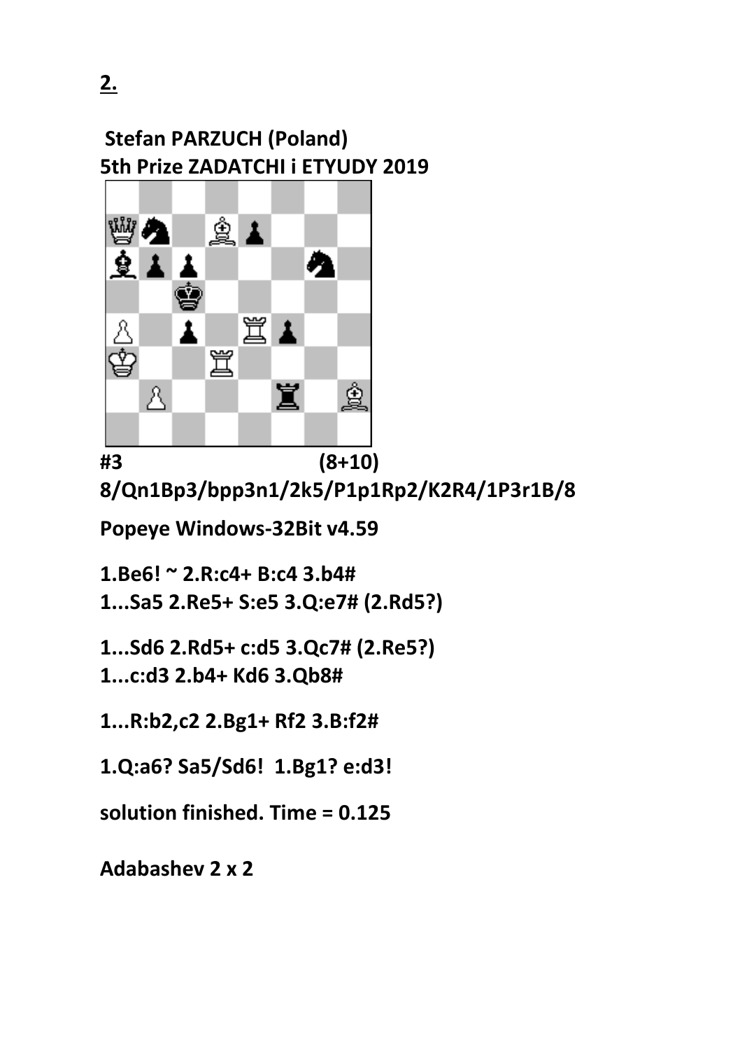**2.**

**Stefan PARZUCH (Poland)**
**5th Prize ZADATCHI i ETYUDY 2019**

**#3 (8+10)**

**8/Qn1Bp3/bpp3n1/2k5/P1p1Rp2/K2R4/1P3r1B/8**

**Popeye Windows-32Bit v4.59**

**1.Be6! ~ 2.R:c4+ B:c4 3.b4#**

**1...Sa5 2.Re5+ S:e5 3.Q:e7# (2.Rd5?)**

**1...Sd6 2.Rd5+ c:d5 3.Qc7# (2.Re5?)**

**1...c:d3 2.b4+ Kd6 3.Qb8#**

**1...R:b2,c2 2.Bg1+ Rf2 3.B:f2#**

**1.Q:a6? Sa5/Sd6! 1.Bg1? e:d3!**

**solution finished. Time = 0.125**

**Adabashev 2 x 2**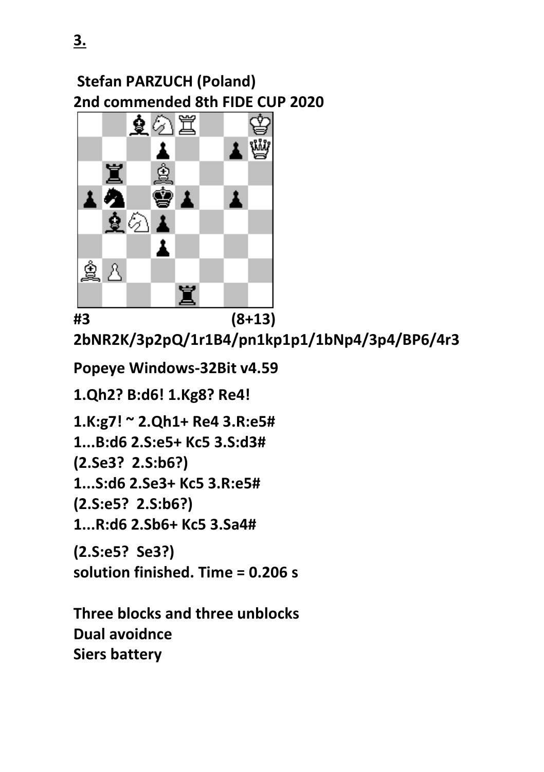**3.**

**Stefan PARZUCH (Poland)**
**2nd commended 8th FIDE CUP 2020**

**#3 (8+13)**

**2bNR2K/3p2pQ/1r1B4/pn1kp1p1/1bNp4/3p4/BP6/4r3**

**Popeye Windows-32Bit v4.59**

**1.Qh2? B:d6! 1.Kg8? Re4!**

**1.K:g7! ~ 2.Qh1+ Re4 3.R:e5#**

**1...B:d6 2.S:e5+ Kc5 3.S:d3#**

**(2.Se3? 2.S:b6?)**

**1...S:d6 2.Se3+ Kc5 3.R:e5#**

**(2.S:e5? 2.S:b6?)**

**1...R:d6 2.Sb6+ Kc5 3.Sa4#**

**(2.S:e5? Se3?)**

**solution finished. Time = 0.206 s**

**Three blocks and three unblocks**
**Dual avoidnce**
**Siers battery**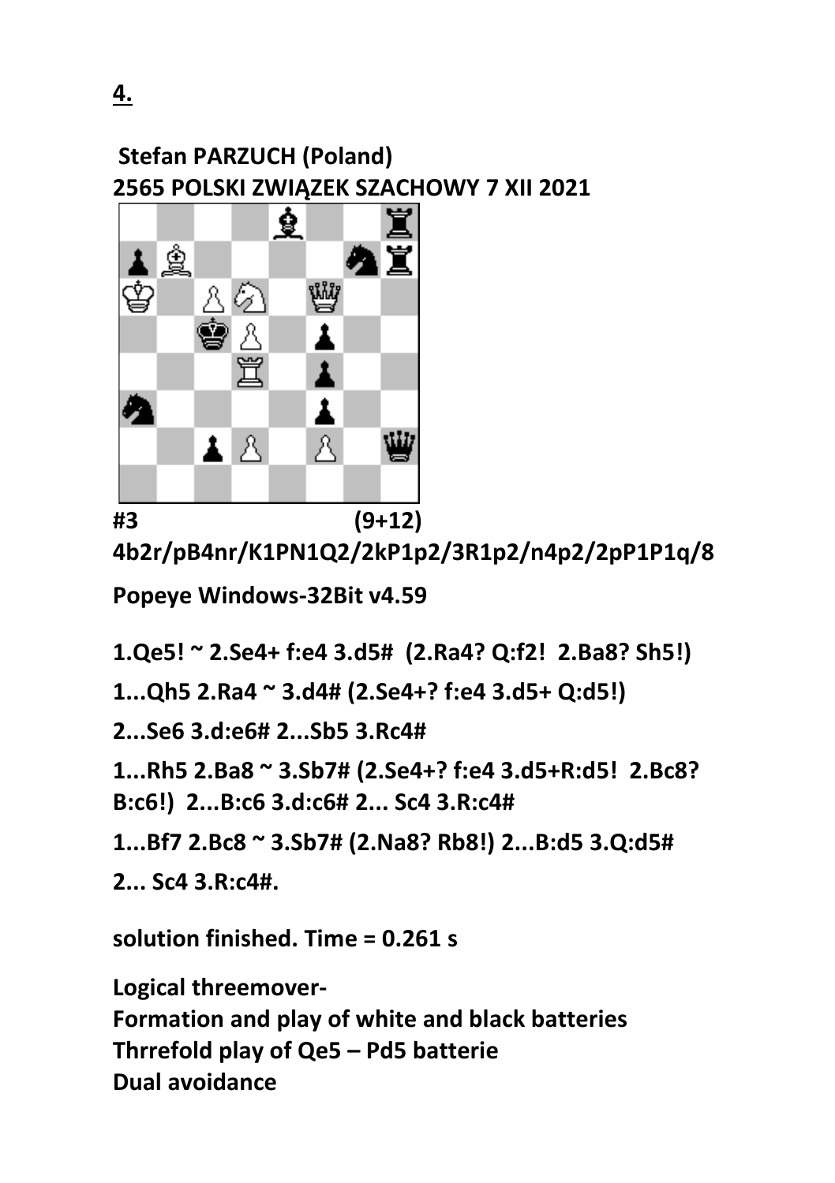**4.**

**Stefan PARZUCH (Poland)**
**2565 POLSKI ZWIĄZEK SZACHOWY 7 XII 2021**

**#3 (9+12)**

**4b2r/pB4nr/K1PN1Q2/2kP1p2/3R1p2/n4p2/2pP1P1q/8**

**Popeye Windows-32Bit v4.59**

**1.Qe5! ~ 2.Se4+ f:e4 3.d5# (2.Ra4? Q:f2! 2.Ba8? Sh5!)**

**1...Qh5 2.Ra4 ~ 3.d4# (2.Se4+? f:e4 3.d5+ Q:d5!)**

**2...Se6 3.d:e6# 2...Sb5 3.Rc4#**

**1...Rh5 2.Ba8 ~ 3.Sb7# (2.Se4+? f:e4 3.d5+R:d5! 2.Bc8? B:c6!) 2...B:c6 3.d:c6# 2... Sc4 3.R:c4#**

**1...Bf7 2.Bc8 ~ 3.Sb7# (2.Na8? Rb8!) 2...B:d5 3.Q:d5#**

**2... Sc4 3.R:c4#.**

**solution finished. Time = 0.261 s**

**Logical threemover-**
**Formation and play of white and black batteries**
**Thrrefold play of Qe5 – Pd5 batterie**
**Dual avoidance**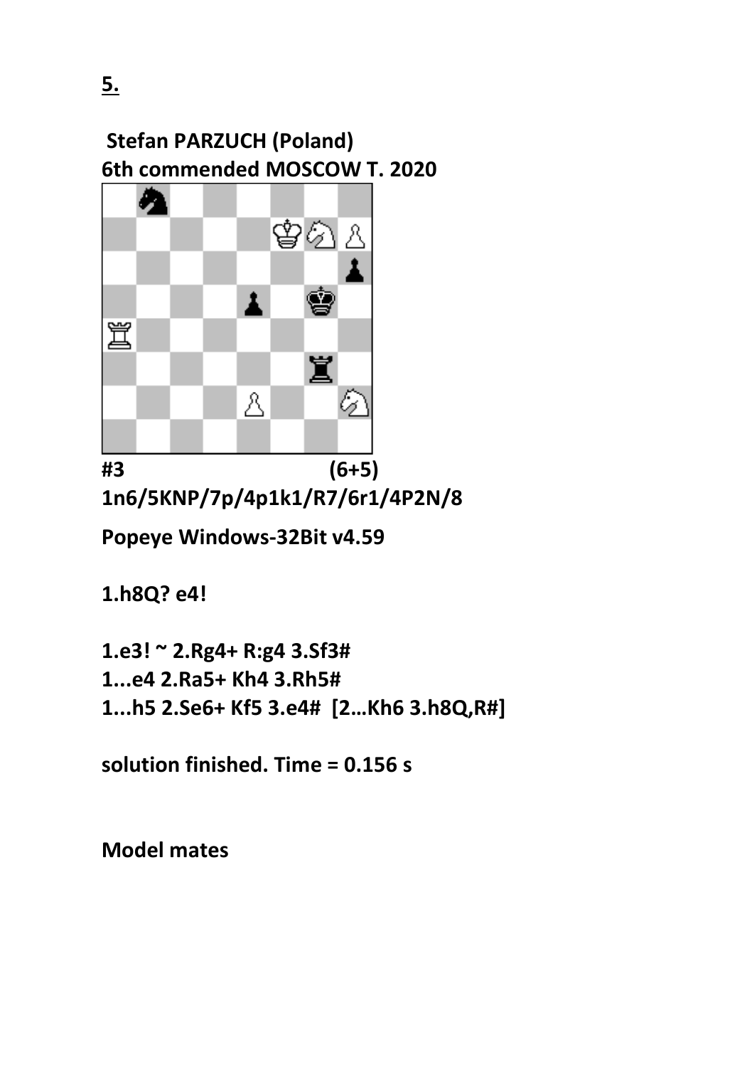**5.**

**Stefan PARZUCH (Poland)**
**6th commended MOSCOW T. 2020**

**#3 (6+5)**
**1n6/5KNP/7p/4p1k1/R7/6r1/4P2N/8**

**Popeye Windows-32Bit v4.59**

**1.h8Q? e4!**

**1.e3! ~ 2.Rg4+ R:g4 3.Sf3#**
**1...e4 2.Ra5+ Kh4 3.Rh5#**
**1...h5 2.Se6+ Kf5 3.e4# [2…Kh6 3.h8Q,R#]**

**solution finished. Time = 0.156 s**

**Model mates**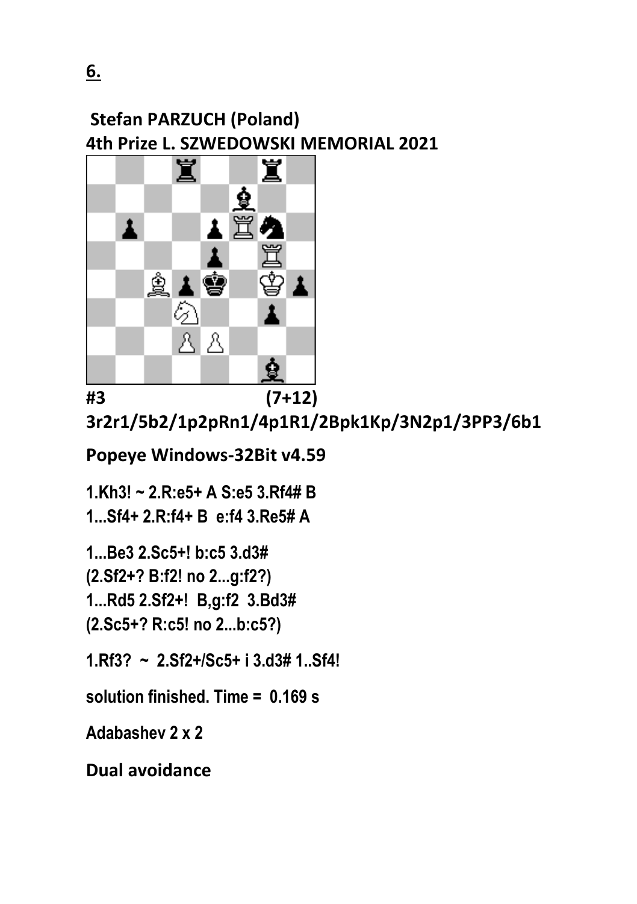**6.**

**Stefan PARZUCH (Poland)**
**4th Prize L. SZWEDOWSKI MEMORIAL 2021**

**#3 (7+12)**

**3r2r1/5b2/1p2pRn1/4p1R1/2Bpk1Kp/3N2p1/3PP3/6b1**

**Popeye Windows-32Bit v4.59**

**1.Kh3! ~ 2.R:e5+ A S:e5 3.Rf4# B**
**1...Sf4+ 2.R:f4+ B e:f4 3.Re5# A**

**1...Be3 2.Sc5+! b:c5 3.d3#**
**(2.Sf2+? B:f2! no 2...g:f2?)**
**1...Rd5 2.Sf2+! B,g:f2 3.Bd3#**
**(2.Sc5+? R:c5! no 2...b:c5?)**

**1.Rf3? ~ 2.Sf2+/Sc5+ i 3.d3# 1..Sf4!**

**solution finished. Time = 0.169 s**

**Adabashev 2 x 2**

**Dual avoidance**